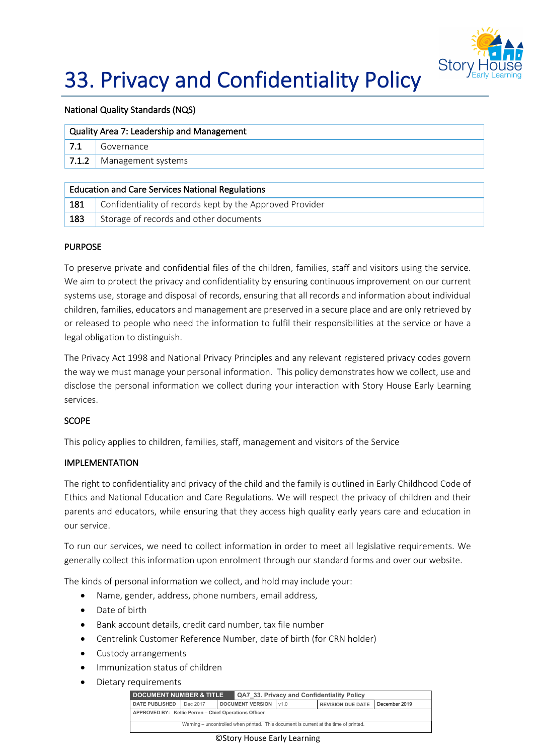# 33. Privacy and Confidentiality Policy

National Quality Standards (NQS)

| Quality Area 7: Leadership and Management | |
|---|---|
| 7.1 | Governance |
| 7.1.2 | Management systems |

| Education and Care Services National Regulations | |
|---|---|
| 181 | Confidentiality of records kept by the Approved Provider |
| 183 | Storage of records and other documents |

## PURPOSE

To preserve private and confidential files of the children, families, staff and visitors using the service. We aim to protect the privacy and confidentiality by ensuring continuous improvement on our current systems use, storage and disposal of records, ensuring that all records and information about individual children, families, educators and management are preserved in a secure place and are only retrieved by or released to people who need the information to fulfil their responsibilities at the service or have a legal obligation to distinguish.

The Privacy Act 1998 and National Privacy Principles and any relevant registered privacy codes govern the way we must manage your personal information. This policy demonstrates how we collect, use and disclose the personal information we collect during your interaction with Story House Early Learning services.

## SCOPE

This policy applies to children, families, staff, management and visitors of the Service

## IMPLEMENTATION

The right to confidentiality and privacy of the child and the family is outlined in Early Childhood Code of Ethics and National Education and Care Regulations. We will respect the privacy of children and their parents and educators, while ensuring that they access high quality early years care and education in our service.

To run our services, we need to collect information in order to meet all legislative requirements. We generally collect this information upon enrolment through our standard forms and over our website.

The kinds of personal information we collect, and hold may include your:

- Name, gender, address, phone numbers, email address,
- Date of birth
- Bank account details, credit card number, tax file number
- Centrelink Customer Reference Number, date of birth (for CRN holder)
- Custody arrangements
- Immunization status of children
- Dietary requirements

| DOCUMENT NUMBER & TITLE | QA7_33. Privacy and Confidentiality Policy | | |
|---|---|---|---|
| DATE PUBLISHED: Dec 2017 | DOCUMENT VERSION: v1.0 | REVISION DUE DATE: December 2019 | |
| APPROVED BY: Kellie Perren – Chief Operations Officer | | | |
| Warning – uncontrolled when printed. This document is current at the time of printed. | | | |

©Story House Early Learning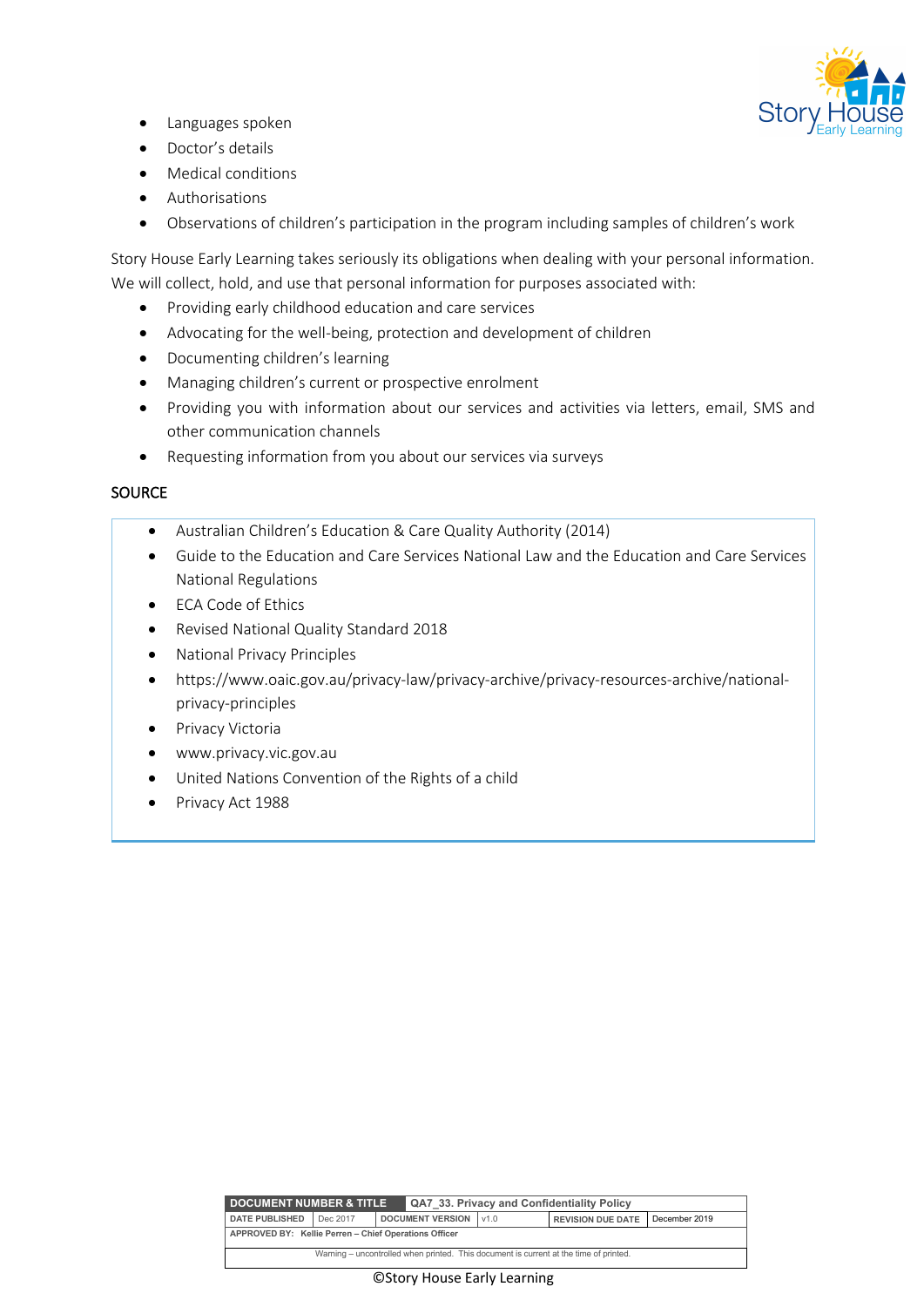- Languages spoken
- Doctor's details
- Medical conditions
- Authorisations
- Observations of children's participation in the program including samples of children's work

Story House Early Learning takes seriously its obligations when dealing with your personal information. We will collect, hold, and use that personal information for purposes associated with:

- Providing early childhood education and care services
- Advocating for the well-being, protection and development of children
- Documenting children's learning
- Managing children's current or prospective enrolment
- Providing you with information about our services and activities via letters, email, SMS and other communication channels
- Requesting information from you about our services via surveys

## SOURCE

- Australian Children's Education & Care Quality Authority (2014)
- Guide to the Education and Care Services National Law and the Education and Care Services National Regulations
- ECA Code of Ethics
- Revised National Quality Standard 2018
- National Privacy Principles
- https://www.oaic.gov.au/privacy-law/privacy-archive/privacy-resources-archive/national-privacy-principles
- Privacy Victoria
- www.privacy.vic.gov.au
- United Nations Convention of the Rights of a child
- Privacy Act 1988

| | | | | | |
|---|---|---|---|---|---|
| DOCUMENT NUMBER & TITLE | QA7_33. Privacy and Confidentiality Policy | | | | |
| DATE PUBLISHED | Dec 2017 | DOCUMENT VERSION | v1.0 | REVISION DUE DATE | December 2019 |
| APPROVED BY: Kellie Perren – Chief Operations Officer | | | | | |
| Warning – uncontrolled when printed. This document is current at the time of printed. | | | | | |

©Story House Early Learning